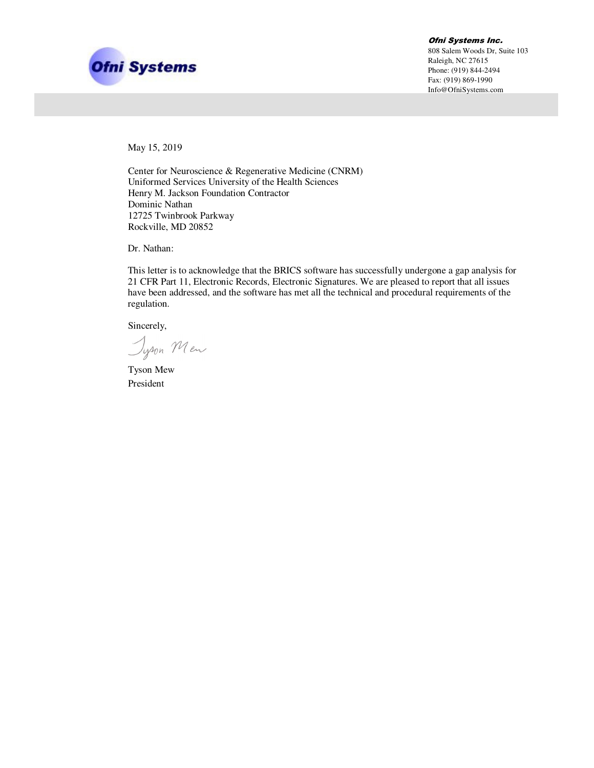**Ofni Systems**

***Ofni Systems Inc.***
808 Salem Woods Dr, Suite 103
Raleigh, NC 27615
Phone: (919) 844-2494
Fax: (919) 869-1990
Info@OfniSystems.com

May 15, 2019

Center for Neuroscience & Regenerative Medicine (CNRM)
Uniformed Services University of the Health Sciences
Henry M. Jackson Foundation Contractor
Dominic Nathan
12725 Twinbrook Parkway
Rockville, MD 20852

Dr. Nathan:

This letter is to acknowledge that the BRICS software has successfully undergone a gap analysis for 21 CFR Part 11, Electronic Records, Electronic Signatures. We are pleased to report that all issues have been addressed, and the software has met all the technical and procedural requirements of the regulation.

Sincerely,

*Tyson Mew*

Tyson Mew
President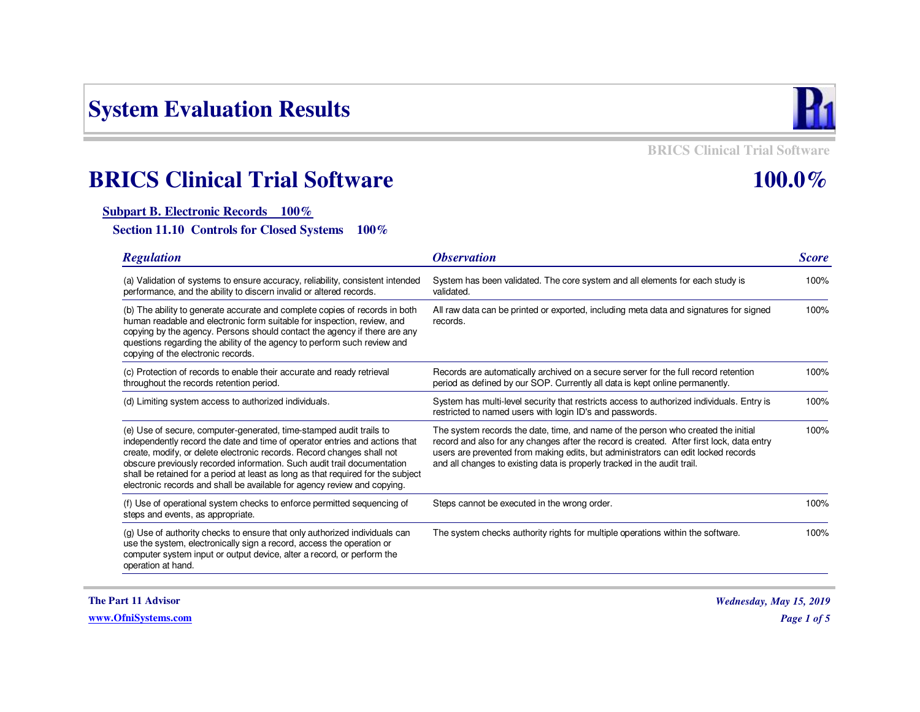# System Evaluation Results

## BRICS Clinical Trial Software 100.0%

### Subpart B. Electronic Records 100%

#### Section 11.10 Controls for Closed Systems 100%

| *Regulation* | *Observation* | *Score* |
|---|---|---|
| (a) Validation of systems to ensure accuracy, reliability, consistent intended performance, and the ability to discern invalid or altered records. | System has been validated. The core system and all elements for each study is validated. | 100% |
| (b) The ability to generate accurate and complete copies of records in both human readable and electronic form suitable for inspection, review, and copying by the agency. Persons should contact the agency if there are any questions regarding the ability of the agency to perform such review and copying of the electronic records. | All raw data can be printed or exported, including meta data and signatures for signed records. | 100% |
| (c) Protection of records to enable their accurate and ready retrieval throughout the records retention period. | Records are automatically archived on a secure server for the full record retention period as defined by our SOP. Currently all data is kept online permanently. | 100% |
| (d) Limiting system access to authorized individuals. | System has multi-level security that restricts access to authorized individuals. Entry is restricted to named users with login ID's and passwords. | 100% |
| (e) Use of secure, computer-generated, time-stamped audit trails to independently record the date and time of operator entries and actions that create, modify, or delete electronic records. Record changes shall not obscure previously recorded information. Such audit trail documentation shall be retained for a period at least as long as that required for the subject electronic records and shall be available for agency review and copying. | The system records the date, time, and name of the person who created the initial record and also for any changes after the record is created. After first lock, data entry users are prevented from making edits, but administrators can edit locked records and all changes to existing data is properly tracked in the audit trail. | 100% |
| (f) Use of operational system checks to enforce permitted sequencing of steps and events, as appropriate. | Steps cannot be executed in the wrong order. | 100% |
| (g) Use of authority checks to ensure that only authorized individuals can use the system, electronically sign a record, access the operation or computer system input or output device, alter a record, or perform the operation at hand. | The system checks authority rights for multiple operations within the software. | 100% |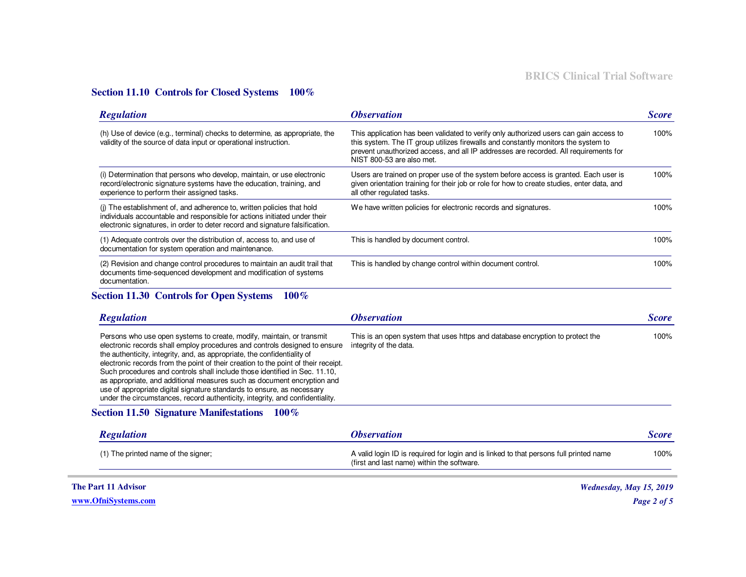## Section 11.10 Controls for Closed Systems 100%

| Regulation | Observation | Score |
|---|---|---|
| (h) Use of device (e.g., terminal) checks to determine, as appropriate, the validity of the source of data input or operational instruction. | This application has been validated to verify only authorized users can gain access to this system. The IT group utilizes firewalls and constantly monitors the system to prevent unauthorized access, and all IP addresses are recorded. All requirements for NIST 800-53 are also met. | 100% |
| (i) Determination that persons who develop, maintain, or use electronic record/electronic signature systems have the education, training, and experience to perform their assigned tasks. | Users are trained on proper use of the system before access is granted. Each user is given orientation training for their job or role for how to create studies, enter data, and all other regulated tasks. | 100% |
| (j) The establishment of, and adherence to, written policies that hold individuals accountable and responsible for actions initiated under their electronic signatures, in order to deter record and signature falsification. | We have written policies for electronic records and signatures. | 100% |
| (1) Adequate controls over the distribution of, access to, and use of documentation for system operation and maintenance. | This is handled by document control. | 100% |
| (2) Revision and change control procedures to maintain an audit trail that documents time-sequenced development and modification of systems documentation. | This is handled by change control within document control. | 100% |

## Section 11.30 Controls for Open Systems 100%

| Regulation | Observation | Score |
|---|---|---|
| Persons who use open systems to create, modify, maintain, or transmit electronic records shall employ procedures and controls designed to ensure the authenticity, integrity, and, as appropriate, the confidentiality of electronic records from the point of their creation to the point of their receipt. Such procedures and controls shall include those identified in Sec. 11.10, as appropriate, and additional measures such as document encryption and use of appropriate digital signature standards to ensure, as necessary under the circumstances, record authenticity, integrity, and confidentiality. | This is an open system that uses https and database encryption to protect the integrity of the data. | 100% |

## Section 11.50 Signature Manifestations 100%

| Regulation | Observation | Score |
|---|---|---|
| (1) The printed name of the signer; | A valid login ID is required for login and is linked to that persons full printed name (first and last name) within the software. | 100% |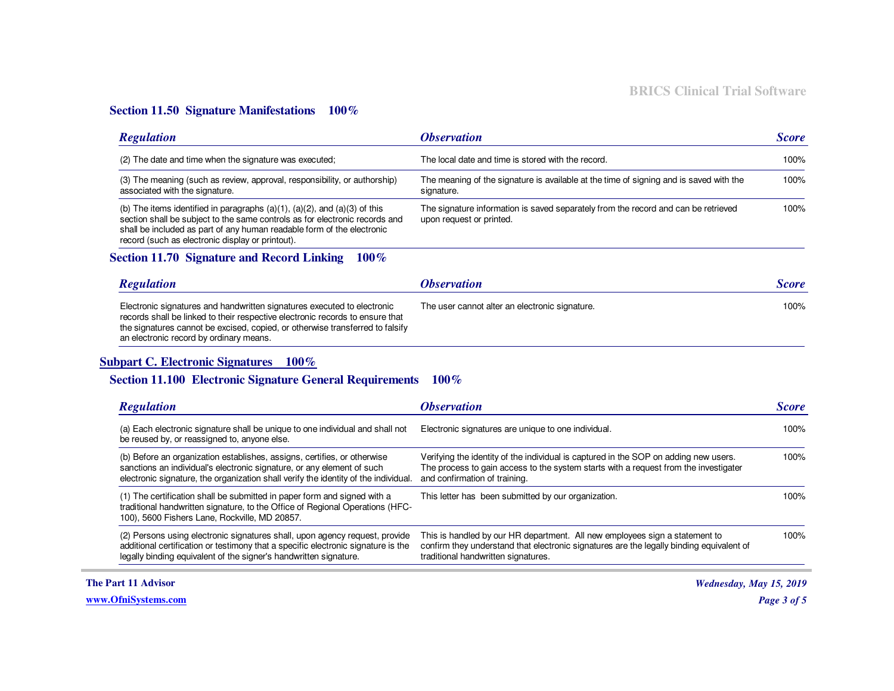### Section 11.50 Signature Manifestations 100%

| *Regulation* | *Observation* | *Score* |
|---|---|---|
| (2) The date and time when the signature was executed; | The local date and time is stored with the record. | 100% |
| (3) The meaning (such as review, approval, responsibility, or authorship) associated with the signature. | The meaning of the signature is available at the time of signing and is saved with the signature. | 100% |
| (b) The items identified in paragraphs (a)(1), (a)(2), and (a)(3) of this section shall be subject to the same controls as for electronic records and shall be included as part of any human readable form of the electronic record (such as electronic display or printout). | The signature information is saved separately from the record and can be retrieved upon request or printed. | 100% |

### Section 11.70 Signature and Record Linking 100%

| *Regulation* | *Observation* | *Score* |
|---|---|---|
| Electronic signatures and handwritten signatures executed to electronic records shall be linked to their respective electronic records to ensure that the signatures cannot be excised, copied, or otherwise transferred to falsify an electronic record by ordinary means. | The user cannot alter an electronic signature. | 100% |

## Subpart C. Electronic Signatures 100%

### Section 11.100 Electronic Signature General Requirements 100%

| *Regulation* | *Observation* | *Score* |
|---|---|---|
| (a) Each electronic signature shall be unique to one individual and shall not be reused by, or reassigned to, anyone else. | Electronic signatures are unique to one individual. | 100% |
| (b) Before an organization establishes, assigns, certifies, or otherwise sanctions an individual's electronic signature, or any element of such electronic signature, the organization shall verify the identity of the individual. | Verifying the identity of the individual is captured in the SOP on adding new users. The process to gain access to the system starts with a request from the investigater and confirmation of training. | 100% |
| (1) The certification shall be submitted in paper form and signed with a traditional handwritten signature, to the Office of Regional Operations (HFC-100), 5600 Fishers Lane, Rockville, MD 20857. | This letter has been submitted by our organization. | 100% |
| (2) Persons using electronic signatures shall, upon agency request, provide additional certification or testimony that a specific electronic signature is the legally binding equivalent of the signer's handwritten signature. | This is handled by our HR department. All new employees sign a statement to confirm they understand that electronic signatures are the legally binding equivalent of traditional handwritten signatures. | 100% |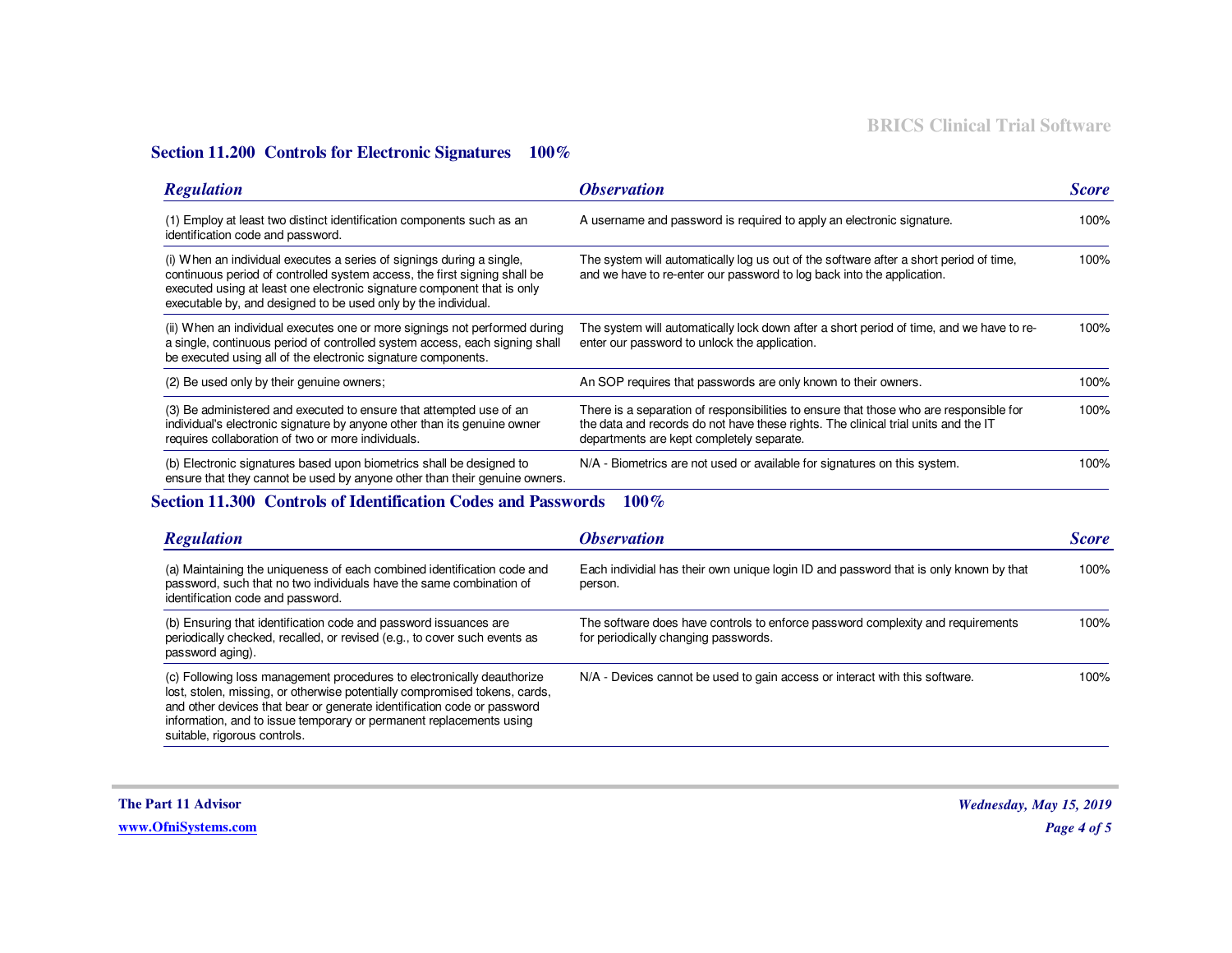## Section 11.200 Controls for Electronic Signatures 100%

| *Regulation* | *Observation* | *Score* |
|---|---|---|
| (1) Employ at least two distinct identification components such as an identification code and password. | A username and password is required to apply an electronic signature. | 100% |
| (i) When an individual executes a series of signings during a single, continuous period of controlled system access, the first signing shall be executed using at least one electronic signature component that is only executable by, and designed to be used only by the individual. | The system will automatically log us out of the software after a short period of time, and we have to re-enter our password to log back into the application. | 100% |
| (ii) When an individual executes one or more signings not performed during a single, continuous period of controlled system access, each signing shall be executed using all of the electronic signature components. | The system will automatically lock down after a short period of time, and we have to re-enter our password to unlock the application. | 100% |
| (2) Be used only by their genuine owners; | An SOP requires that passwords are only known to their owners. | 100% |
| (3) Be administered and executed to ensure that attempted use of an individual's electronic signature by anyone other than its genuine owner requires collaboration of two or more individuals. | There is a separation of responsibilities to ensure that those who are responsible for the data and records do not have these rights. The clinical trial units and the IT departments are kept completely separate. | 100% |
| (b) Electronic signatures based upon biometrics shall be designed to ensure that they cannot be used by anyone other than their genuine owners. | N/A - Biometrics are not used or available for signatures on this system. | 100% |

## Section 11.300 Controls of Identification Codes and Passwords 100%

| *Regulation* | *Observation* | *Score* |
|---|---|---|
| (a) Maintaining the uniqueness of each combined identification code and password, such that no two individuals have the same combination of identification code and password. | Each individial has their own unique login ID and password that is only known by that person. | 100% |
| (b) Ensuring that identification code and password issuances are periodically checked, recalled, or revised (e.g., to cover such events as password aging). | The software does have controls to enforce password complexity and requirements for periodically changing passwords. | 100% |
| (c) Following loss management procedures to electronically deauthorize lost, stolen, missing, or otherwise potentially compromised tokens, cards, and other devices that bear or generate identification code or password information, and to issue temporary or permanent replacements using suitable, rigorous controls. | N/A - Devices cannot be used to gain access or interact with this software. | 100% |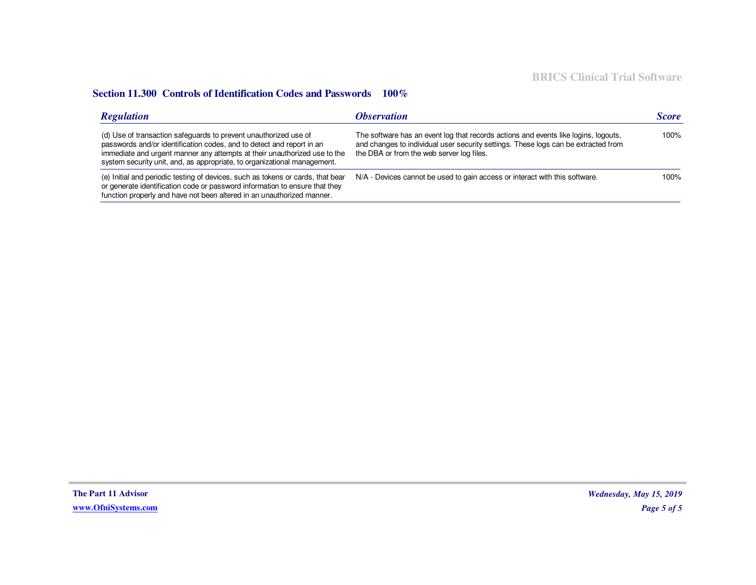## Section 11.300 Controls of Identification Codes and Passwords 100%

| *Regulation* | *Observation* | *Score* |
|---|---|---|
| (d) Use of transaction safeguards to prevent unauthorized use of passwords and/or identification codes, and to detect and report in an immediate and urgent manner any attempts at their unauthorized use to the system security unit, and, as appropriate, to organizational management. | The software has an event log that records actions and events like logins, logouts, and changes to individual user security settings. These logs can be extracted from the DBA or from the web server log files. | 100% |
| (e) Initial and periodic testing of devices, such as tokens or cards, that bear or generate identification code or password information to ensure that they function properly and have not been altered in an unauthorized manner. | N/A - Devices cannot be used to gain access or interact with this software. | 100% |